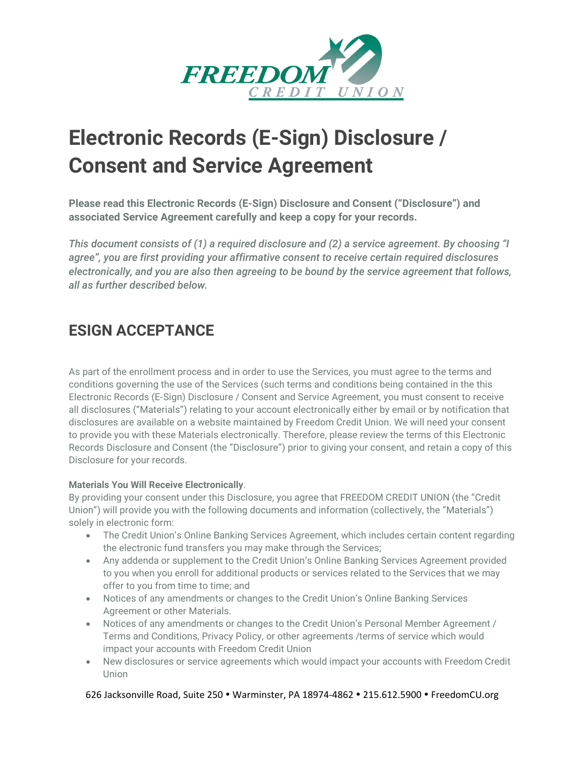# Electronic Records (E-Sign) Disclosure / Consent and Service Agreement

**Please read this Electronic Records (E-Sign) Disclosure and Consent ("Disclosure") and associated Service Agreement carefully and keep a copy for your records.**

***This document consists of (1) a required disclosure and (2) a service agreement. By choosing "I agree", you are first providing your affirmative consent to receive certain required disclosures electronically, and you are also then agreeing to be bound by the service agreement that follows, all as further described below.***

## ESIGN ACCEPTANCE

As part of the enrollment process and in order to use the Services, you must agree to the terms and conditions governing the use of the Services (such terms and conditions being contained in the this Electronic Records (E-Sign) Disclosure / Consent and Service Agreement, you must consent to receive all disclosures ("Materials") relating to your account electronically either by email or by notification that disclosures are available on a website maintained by Freedom Credit Union. We will need your consent to provide you with these Materials electronically. Therefore, please review the terms of this Electronic Records Disclosure and Consent (the "Disclosure") prior to giving your consent, and retain a copy of this Disclosure for your records.

**Materials You Will Receive Electronically**.

By providing your consent under this Disclosure, you agree that FREEDOM CREDIT UNION (the "Credit Union") will provide you with the following documents and information (collectively, the "Materials") solely in electronic form:

- The Credit Union's Online Banking Services Agreement, which includes certain content regarding the electronic fund transfers you may make through the Services;
- Any addenda or supplement to the Credit Union's Online Banking Services Agreement provided to you when you enroll for additional products or services related to the Services that we may offer to you from time to time; and
- Notices of any amendments or changes to the Credit Union's Online Banking Services Agreement or other Materials.
- Notices of any amendments or changes to the Credit Union's Personal Member Agreement / Terms and Conditions, Privacy Policy, or other agreements /terms of service which would impact your accounts with Freedom Credit Union
- New disclosures or service agreements which would impact your accounts with Freedom Credit Union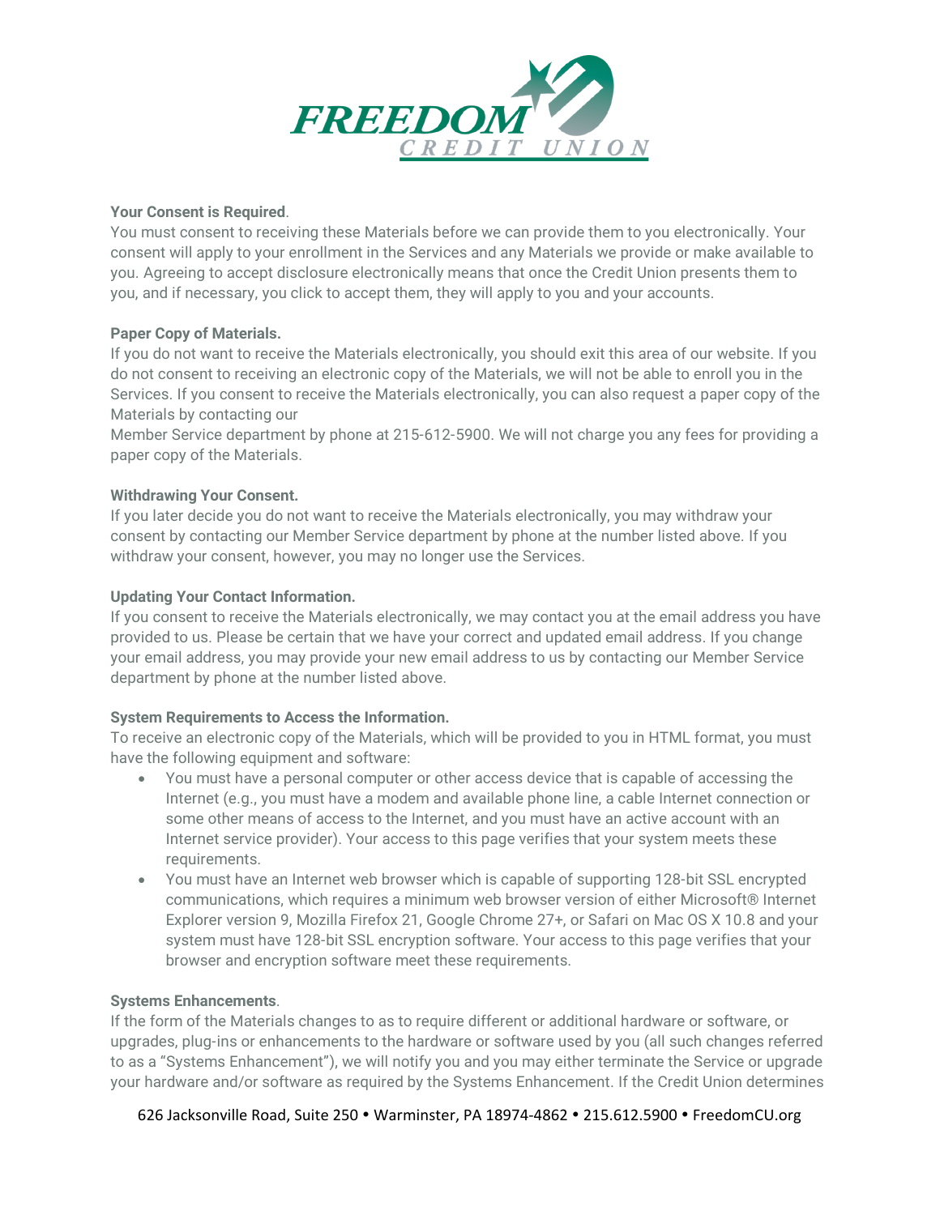**Your Consent is Required**.

You must consent to receiving these Materials before we can provide them to you electronically. Your consent will apply to your enrollment in the Services and any Materials we provide or make available to you. Agreeing to accept disclosure electronically means that once the Credit Union presents them to you, and if necessary, you click to accept them, they will apply to you and your accounts.

**Paper Copy of Materials.**

If you do not want to receive the Materials electronically, you should exit this area of our website. If you do not consent to receiving an electronic copy of the Materials, we will not be able to enroll you in the Services. If you consent to receive the Materials electronically, you can also request a paper copy of the Materials by contacting our Member Service department by phone at 215-612-5900. We will not charge you any fees for providing a paper copy of the Materials.

**Withdrawing Your Consent.**

If you later decide you do not want to receive the Materials electronically, you may withdraw your consent by contacting our Member Service department by phone at the number listed above. If you withdraw your consent, however, you may no longer use the Services.

**Updating Your Contact Information.**

If you consent to receive the Materials electronically, we may contact you at the email address you have provided to us. Please be certain that we have your correct and updated email address. If you change your email address, you may provide your new email address to us by contacting our Member Service department by phone at the number listed above.

**System Requirements to Access the Information.**

To receive an electronic copy of the Materials, which will be provided to you in HTML format, you must have the following equipment and software:

- You must have a personal computer or other access device that is capable of accessing the Internet (e.g., you must have a modem and available phone line, a cable Internet connection or some other means of access to the Internet, and you must have an active account with an Internet service provider). Your access to this page verifies that your system meets these requirements.
- You must have an Internet web browser which is capable of supporting 128-bit SSL encrypted communications, which requires a minimum web browser version of either Microsoft® Internet Explorer version 9, Mozilla Firefox 21, Google Chrome 27+, or Safari on Mac OS X 10.8 and your system must have 128-bit SSL encryption software. Your access to this page verifies that your browser and encryption software meet these requirements.

**Systems Enhancements**.

If the form of the Materials changes to as to require different or additional hardware or software, or upgrades, plug-ins or enhancements to the hardware or software used by you (all such changes referred to as a "Systems Enhancement"), we will notify you and you may either terminate the Service or upgrade your hardware and/or software as required by the Systems Enhancement. If the Credit Union determines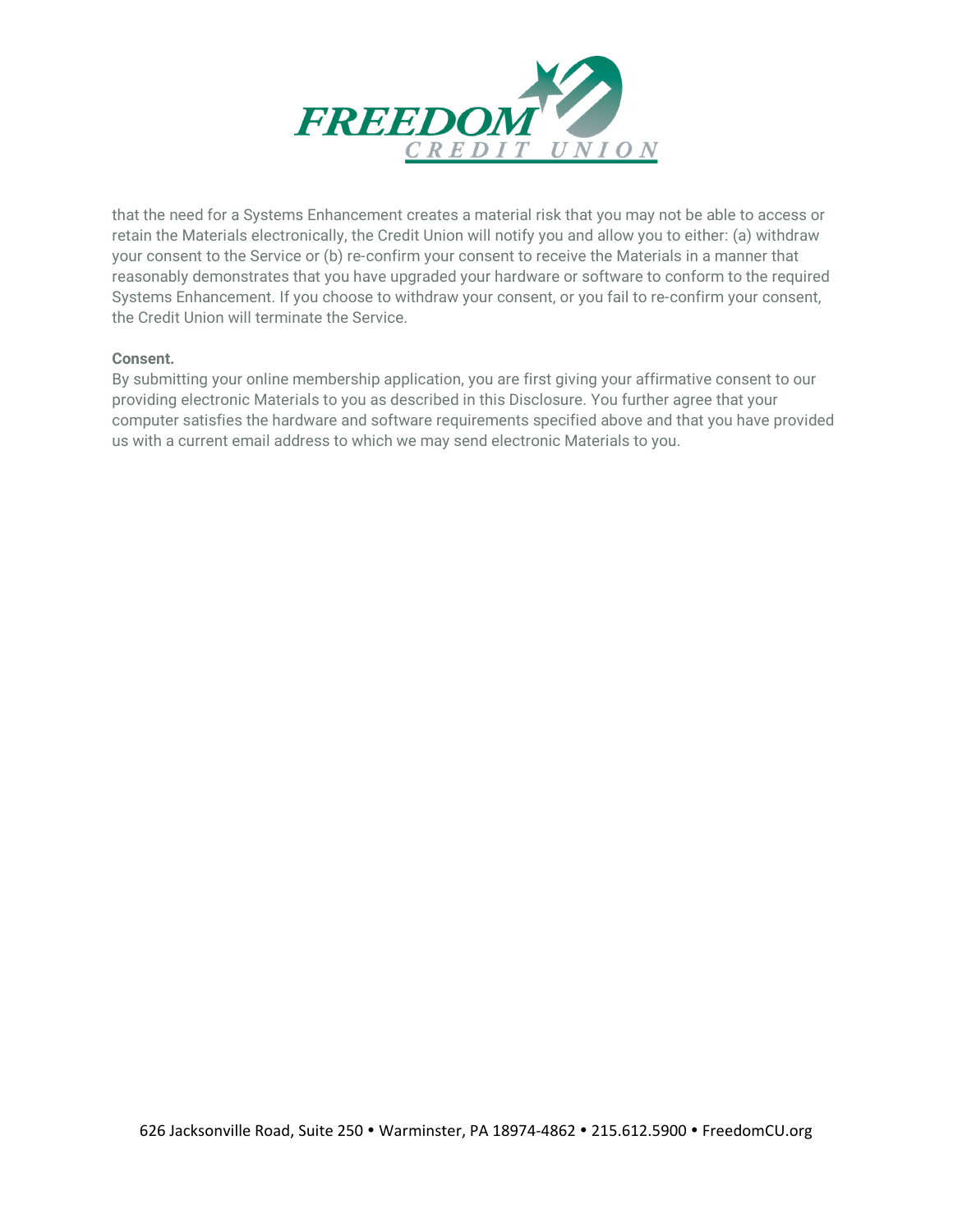that the need for a Systems Enhancement creates a material risk that you may not be able to access or retain the Materials electronically, the Credit Union will notify you and allow you to either: (a) withdraw your consent to the Service or (b) re-confirm your consent to receive the Materials in a manner that reasonably demonstrates that you have upgraded your hardware or software to conform to the required Systems Enhancement. If you choose to withdraw your consent, or you fail to re-confirm your consent, the Credit Union will terminate the Service.

**Consent.**

By submitting your online membership application, you are first giving your affirmative consent to our providing electronic Materials to you as described in this Disclosure. You further agree that your computer satisfies the hardware and software requirements specified above and that you have provided us with a current email address to which we may send electronic Materials to you.